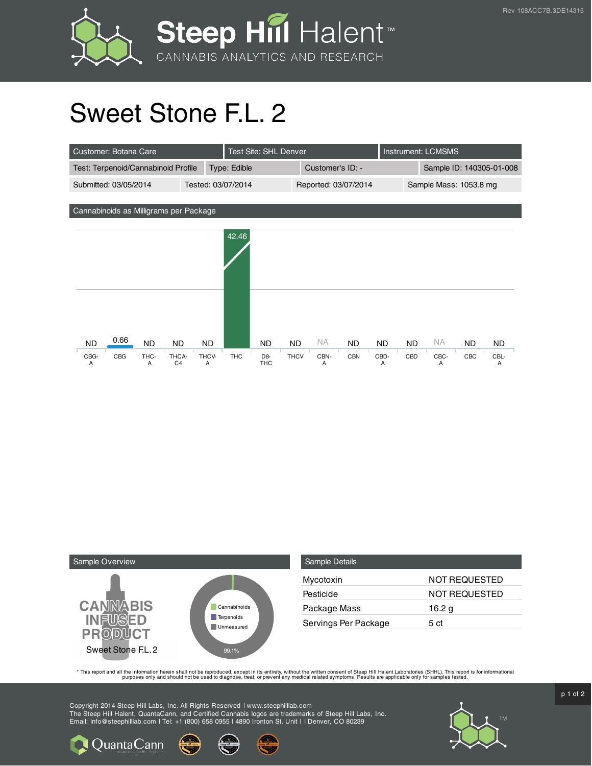# Sweet Stone F.L. 2

| Customer: Botana Care | Test Site: SHL Denver | Instrument: LCMSMS | |
|---|---|---|---|
| Test: Terpenoid/Cannabinoid Profile | Type: Edible | Customer's ID: - | Sample ID: 140305-01-008 |
| Submitted: 03/05/2014 | Tested: 03/07/2014 | Reported: 03/07/2014 | Sample Mass: 1053.8 mg |

## Cannabinoids as Milligrams per Package

| CBG-A | CBG | THC-A | THCA-C4 | THCV-A | THC | D8-THC | THCV | CBN-A | CBN | CBD-A | CBD | CBC-A | CBC | CBL-A |
|---|---|---|---|---|---|---|---|---|---|---|---|---|---|---|
| ND | 0.66 | ND | ND | ND | 42.46 | ND | ND | NA | ND | ND | ND | NA | ND | ND |

## Sample Overview

CANNABIS INFUSED PRODUCT

Sweet Stone F.L. 2

- Cannabinoids
- Terpenoids
- Unmeasured

99.1%

## Sample Details

| | |
|---|---|
| Mycotoxin | NOT REQUESTED |
| Pesticide | NOT REQUESTED |
| Package Mass | 16.2 g |
| Servings Per Package | 5 ct |

* This report and all the information herein shall not be reproduced, except in its entirety, without the written consent of Steep Hill Halent Laboratories (SHHL). This report is for informational purposes only and should not be used to diagnose, treat, or prevent any medical related symptoms. Results are applicable only for samples tested.

Copyright 2014 Steep Hill Labs, Inc. All Rights Reserved | www.steephilllab.com
The Steep Hill Halent, QuantaCann, and Certified Cannabis logos are trademarks of Steep Hill Labs, Inc.
Email: info@steephilllab.com | Tel: +1 (800) 658 0955 | 4890 Ironton St. Unit I | Denver, CO 80239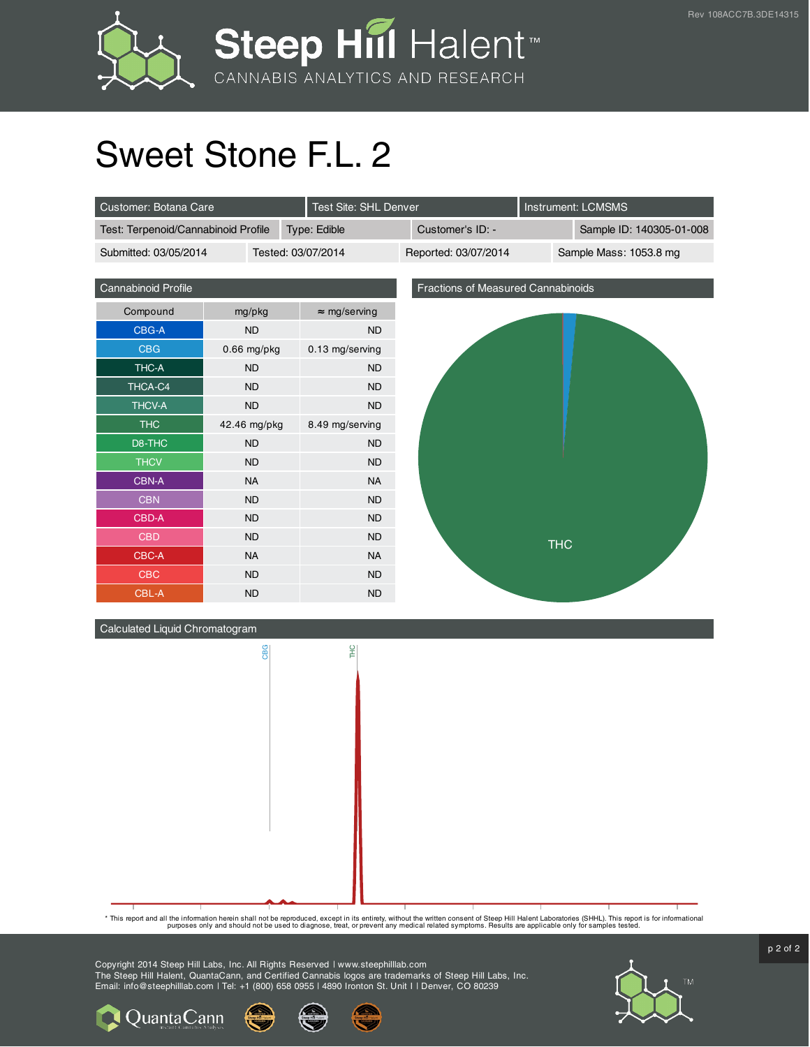Steep Hill Halent™

CANNABIS ANALYTICS AND RESEARCH

Rev 108ACC7B.3DE14315

# Sweet Stone F.L. 2

| | | |
|---|---|---|
| Customer: Botana Care | Test Site: SHL Denver | Instrument: LCMSMS |

| | | | |
|---|---|---|---|
| Test: Terpenoid/Cannabinoid Profile | Type: Edible | Customer's ID: - | Sample ID: 140305-01-008 |
| Submitted: 03/05/2014 | Tested: 03/07/2014 | Reported: 03/07/2014 | Sample Mass: 1053.8 mg |

## Cannabinoid Profile

| Compound | mg/pkg | ≈ mg/serving |
|---|---|---|
| CBG-A | ND | ND |
| CBG | 0.66 mg/pkg | 0.13 mg/serving |
| THC-A | ND | ND |
| THCA-C4 | ND | ND |
| THCV-A | ND | ND |
| THC | 42.46 mg/pkg | 8.49 mg/serving |
| D8-THC | ND | ND |
| THCV | ND | ND |
| CBN-A | NA | NA |
| CBN | ND | ND |
| CBD-A | ND | ND |
| CBD | ND | ND |
| CBC-A | NA | NA |
| CBC | ND | ND |
| CBL-A | ND | ND |

## Fractions of Measured Cannabinoids

THC

## Calculated Liquid Chromatogram

CBG

THC

* This report and all the information herein shall not be reproduced, except in its entirety, without the written consent of Steep Hill Halent Laboratories (SHHL). This report is for informational purposes only and should not be used to diagnose, treat, or prevent any medical related symptoms. Results are applicable only for samples tested.

Copyright 2014 Steep Hill Labs, Inc. All Rights Reserved | www.steephilllab.com
The Steep Hill Halent, QuantaCann, and Certified Cannabis logos are trademarks of Steep Hill Labs, Inc.
Email: info@steephilllab.com | Tel: +1 (800) 658 0955 | 4890 Ironton St. Unit I | Denver, CO 80239

QuantaCann